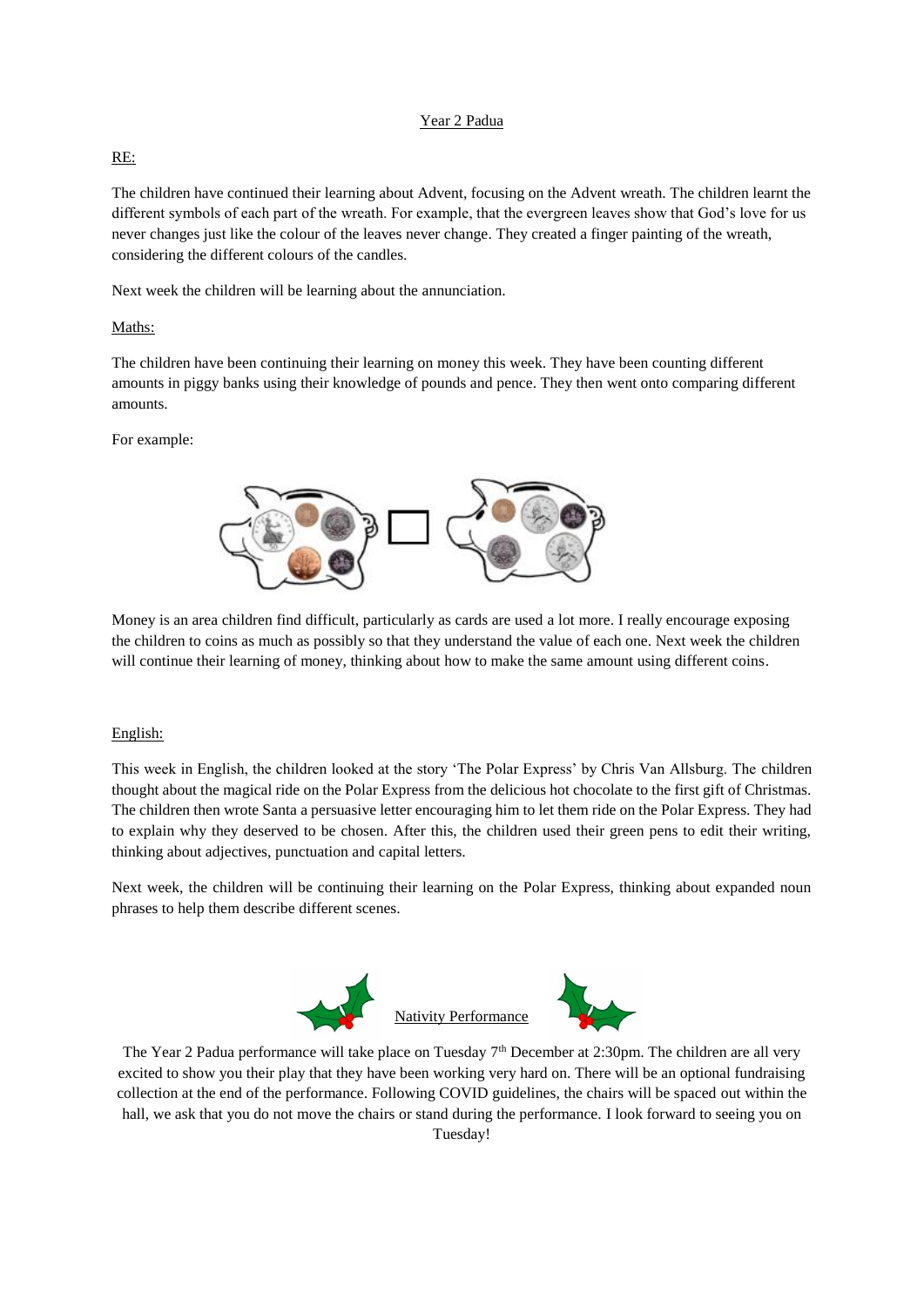# Year 2 Padua

## RE:

The children have continued their learning about Advent, focusing on the Advent wreath. The children learnt the different symbols of each part of the wreath. For example, that the evergreen leaves show that God's love for us never changes just like the colour of the leaves never change. They created a finger painting of the wreath, considering the different colours of the candles.

Next week the children will be learning about the annunciation.

## Maths:

The children have been continuing their learning on money this week. They have been counting different amounts in piggy banks using their knowledge of pounds and pence. They then went onto comparing different amounts.

For example:

Money is an area children find difficult, particularly as cards are used a lot more. I really encourage exposing the children to coins as much as possibly so that they understand the value of each one. Next week the children will continue their learning of money, thinking about how to make the same amount using different coins.

## English:

This week in English, the children looked at the story 'The Polar Express' by Chris Van Allsburg. The children thought about the magical ride on the Polar Express from the delicious hot chocolate to the first gift of Christmas. The children then wrote Santa a persuasive letter encouraging him to let them ride on the Polar Express. They had to explain why they deserved to be chosen. After this, the children used their green pens to edit their writing, thinking about adjectives, punctuation and capital letters.

Next week, the children will be continuing their learning on the Polar Express, thinking about expanded noun phrases to help them describe different scenes.

## Nativity Performance

The Year 2 Padua performance will take place on Tuesday 7th December at 2:30pm. The children are all very excited to show you their play that they have been working very hard on. There will be an optional fundraising collection at the end of the performance. Following COVID guidelines, the chairs will be spaced out within the hall, we ask that you do not move the chairs or stand during the performance. I look forward to seeing you on Tuesday!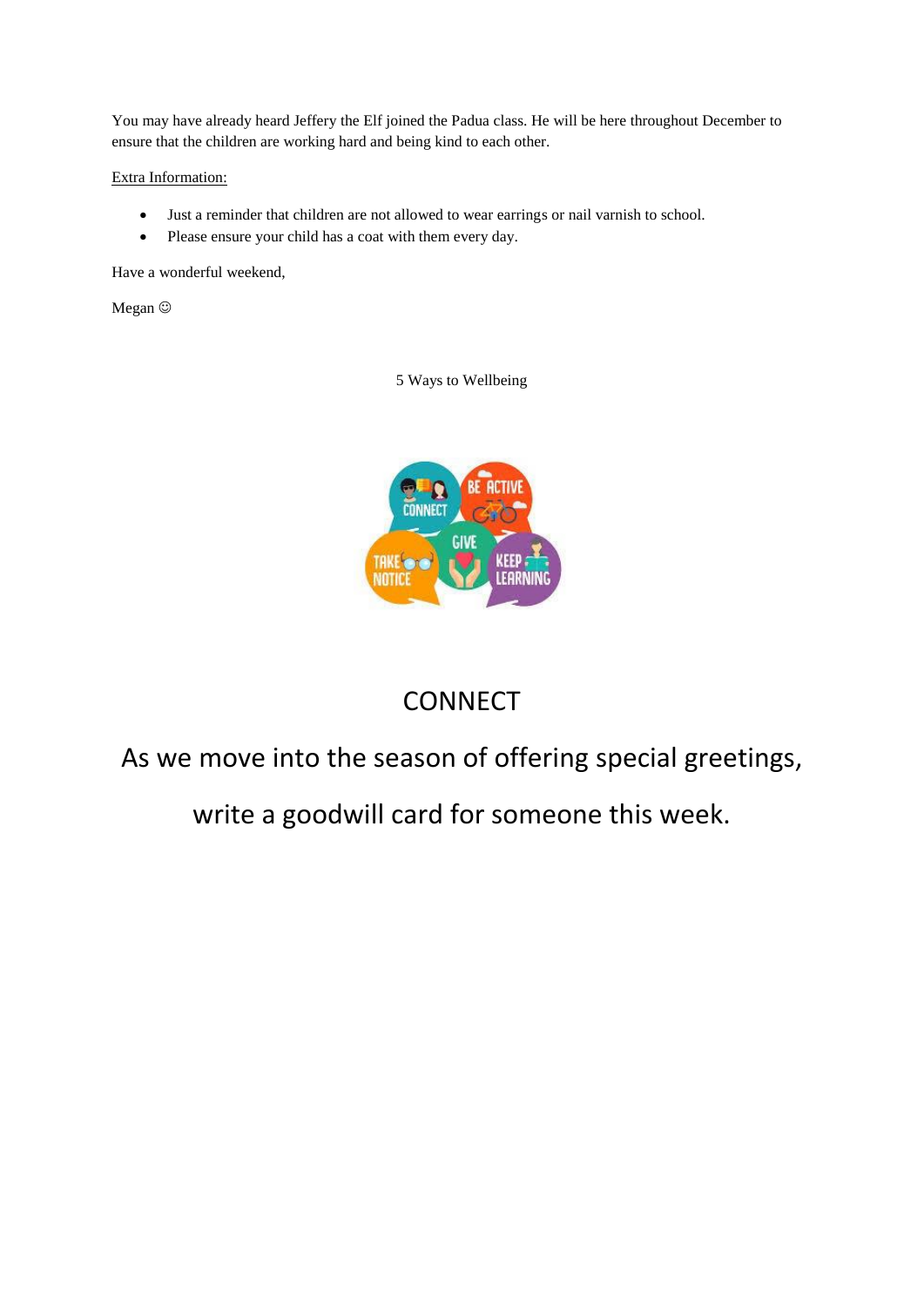You may have already heard Jeffery the Elf joined the Padua class. He will be here throughout December to ensure that the children are working hard and being kind to each other.

Extra Information:

- Just a reminder that children are not allowed to wear earrings or nail varnish to school.
- Please ensure your child has a coat with them every day.

Have a wonderful weekend,

Megan ☺

5 Ways to Wellbeing

CONNECT
BE ACTIVE
GIVE
TAKE NOTICE
KEEP LEARNING

## CONNECT

As we move into the season of offering special greetings,

write a goodwill card for someone this week.